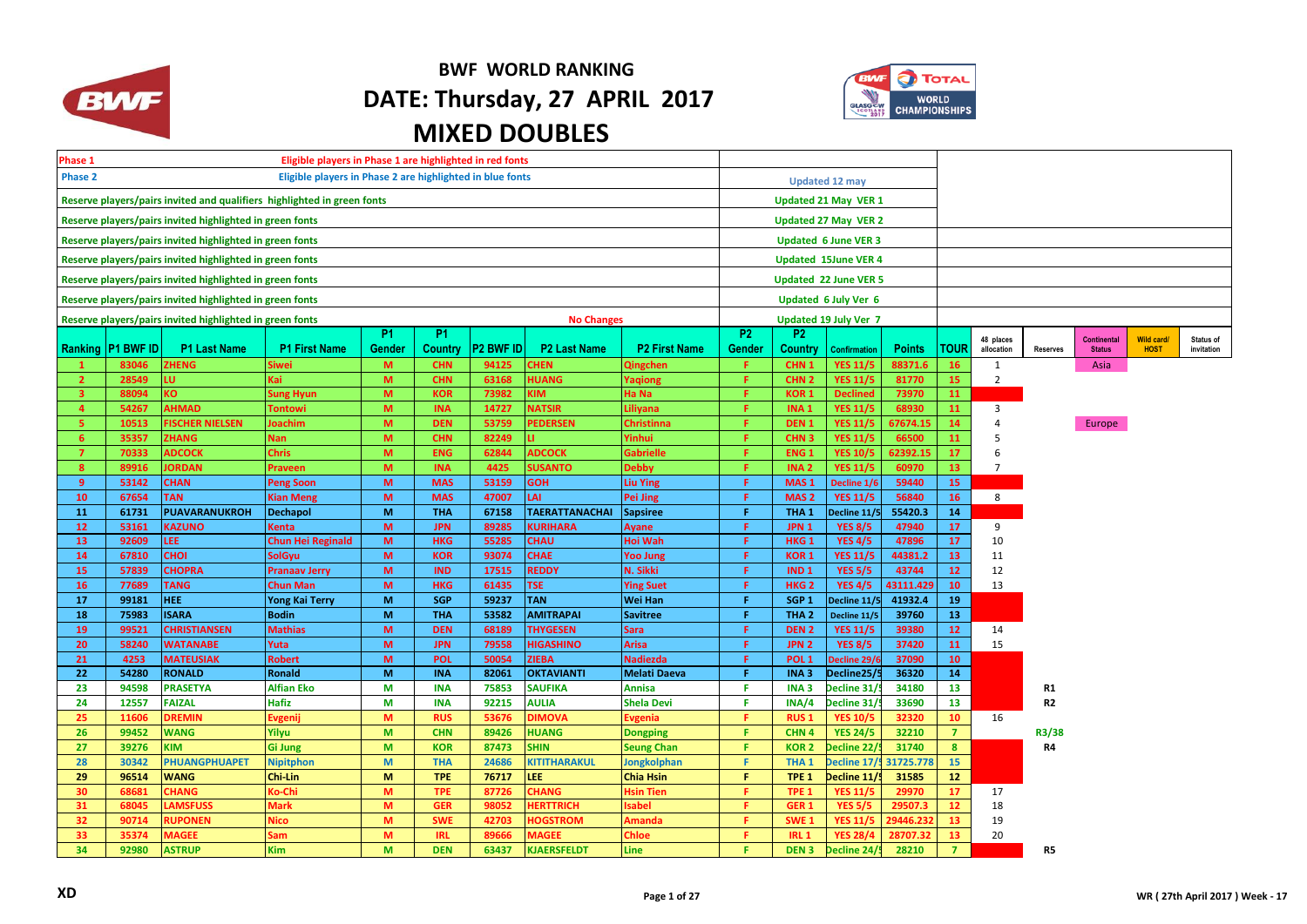# BWF WORLD RANKING

## DATE: Thursday, 27 APRIL 2017

## MIXED DOUBLES

| | |
|---|---|
| Phase 1 — Eligible players in Phase 1 are highlighted in red fonts | |
| Phase 2 — Eligible players in Phase 2 are highlighted in blue fonts | Updated 12 may |
| Reserve players/pairs invited and qualifiers highlighted in green fonts | Updated 21 May VER 1 |
| Reserve players/pairs invited highlighted in green fonts | Updated 27 May VER 2 |
| Reserve players/pairs invited highlighted in green fonts | Updated 6 June VER 3 |
| Reserve players/pairs invited highlighted in green fonts | Updated 15June VER 4 |
| Reserve players/pairs invited highlighted in green fonts | Updated 22 June VER 5 |
| Reserve players/pairs invited highlighted in green fonts | Updated 6 July Ver 6 |
| Reserve players/pairs invited highlighted in green fonts — No Changes | Updated 19 July Ver 7 |

| Ranking | P1 BWF ID | P1 Last Name | P1 First Name | P1 Gender | P1 Country | P2 BWF ID | P2 Last Name | P2 First Name | P2 Gender | P2 Country | Confirmation | Points | TOUR | 48 places allocation | Reserves | Continental Status | Wild card/ HOST | Status of invitation |
|---|---|---|---|---|---|---|---|---|---|---|---|---|---|---|---|---|---|---|
| 1 | 83046 | ZHENG | Siwei | M | CHN | 94125 | CHEN | Qingchen | F | CHN 1 | YES 11/5 | 88371.6 | 16 | 1 | | Asia | | |
| 2 | 28549 | LU | Kai | M | CHN | 63168 | HUANG | Yaqiong | F | CHN 2 | YES 11/5 | 81770 | 15 | 2 | | | | |
| 3 | 88094 | KO | Sung Hyun | M | KOR | 73982 | KIM | Ha Na | F | KOR 1 | Declined | 73970 | 11 | | | | | |
| 4 | 54267 | AHMAD | Tontowi | M | INA | 14727 | NATSIR | Liliyana | F | INA 1 | YES 11/5 | 68930 | 11 | 3 | | | | |
| 5 | 10513 | FISCHER NIELSEN | Joachim | M | DEN | 53759 | PEDERSEN | Christinna | F | DEN 1 | YES 11/5 | 67674.15 | 14 | 4 | | Europe | | |
| 6 | 35357 | ZHANG | Nan | M | CHN | 82249 | LI | Yinhui | F | CHN 3 | YES 11/5 | 66500 | 11 | 5 | | | | |
| 7 | 70333 | ADCOCK | Chris | M | ENG | 62844 | ADCOCK | Gabrielle | F | ENG 1 | YES 10/5 | 62392.15 | 17 | 6 | | | | |
| 8 | 89916 | JORDAN | Praveen | M | INA | 4425 | SUSANTO | Debby | F | INA 2 | YES 11/5 | 60970 | 13 | 7 | | | | |
| 9 | 53142 | CHAN | Peng Soon | M | MAS | 53159 | GOH | Liu Ying | F | MAS 1 | Decline 1/6 | 59440 | 15 | | | | | |
| 10 | 67654 | TAN | Kian Meng | M | MAS | 47007 | LAI | Pei Jing | F | MAS 2 | YES 11/5 | 56840 | 16 | 8 | | | | |
| 11 | 61731 | PUAVARANUKROH | Dechapol | M | THA | 67158 | TAERATTANACHAI | Sapsiree | F | THA 1 | Decline 11/5 | 55420.3 | 14 | | | | | |
| 12 | 53161 | KAZUNO | Kenta | M | JPN | 89285 | KURIHARA | Ayane | F | JPN 1 | YES 8/5 | 47940 | 17 | 9 | | | | |
| 13 | 92609 | LEE | Chun Hei Reginald | M | HKG | 55285 | CHAU | Hoi Wah | F | HKG 1 | YES 4/5 | 47896 | 17 | 10 | | | | |
| 14 | 67810 | CHOI | SolGyu | M | KOR | 93074 | CHAE | Yoo Jung | F | KOR 1 | YES 11/5 | 44381.2 | 13 | 11 | | | | |
| 15 | 57839 | CHOPRA | Pranaav Jerry | M | IND | 17515 | REDDY | N. Sikki | F | IND 1 | YES 5/5 | 43744 | 12 | 12 | | | | |
| 16 | 77689 | TANG | Chun Man | M | HKG | 61435 | TSE | Ying Suet | F | HKG 2 | YES 4/5 | 43111.429 | 10 | 13 | | | | |
| 17 | 99181 | HEE | Yong Kai Terry | M | SGP | 59237 | TAN | Wei Han | F | SGP 1 | Decline 11/5 | 41932.4 | 19 | | | | | |
| 18 | 75983 | ISARA | Bodin | M | THA | 53582 | AMITRAPAI | Savitree | F | THA 2 | Decline 11/5 | 39760 | 13 | | | | | |
| 19 | 99521 | CHRISTIANSEN | Mathias | M | DEN | 68189 | THYGESEN | Sara | F | DEN 2 | YES 11/5 | 39380 | 12 | 14 | | | | |
| 20 | 58240 | WATANABE | Yuta | M | JPN | 79558 | HIGASHINO | Arisa | F | JPN 2 | YES 8/5 | 37420 | 11 | 15 | | | | |
| 21 | 4253 | MATEUSIAK | Robert | M | POL | 50054 | ZIEBA | Nadiezda | F | POL 1 | Decline 29/6 | 37090 | 10 | | | | | |
| 22 | 54280 | RONALD | Ronald | M | INA | 82061 | OKTAVIANTI | Melati Daeva | F | INA 3 | Decline25/5 | 36320 | 14 | | | | | |
| 23 | 94598 | PRASETYA | Alfian Eko | M | INA | 75853 | SAUFIKA | Annisa | F | INA 3 | Decline 31/5 | 34180 | 13 | | R1 | | | |
| 24 | 12557 | FAIZAL | Hafiz | M | INA | 92215 | AULIA | Shela Devi | F | INA/4 | Decline 31/5 | 33690 | 13 | | R2 | | | |
| 25 | 11606 | DREMIN | Evgenij | M | RUS | 53676 | DIMOVA | Evgenia | F | RUS 1 | YES 10/5 | 32320 | 10 | 16 | | | | |
| 26 | 99452 | WANG | Yilyu | M | CHN | 89426 | HUANG | Dongping | F | CHN 4 | YES 24/5 | 32210 | 7 | | R3/38 | | | |
| 27 | 39276 | KIM | Gi Jung | M | KOR | 87473 | SHIN | Seung Chan | F | KOR 2 | Decline 22/5 | 31740 | 8 | | R4 | | | |
| 28 | 30342 | PHUANGPHUAPET | Nipitphon | M | THA | 24686 | KITITHARAKUL | Jongkolphan | F | THA 1 | Decline 17/5 | 31725.778 | 15 | | | | | |
| 29 | 96514 | WANG | Chi-Lin | M | TPE | 76717 | LEE | Chia Hsin | F | TPE 1 | Decline 11/5 | 31585 | 12 | | | | | |
| 30 | 68681 | CHANG | Ko-Chi | M | TPE | 87726 | CHANG | Hsin Tien | F | TPE 1 | YES 11/5 | 29970 | 17 | 17 | | | | |
| 31 | 68045 | LAMSFUSS | Mark | M | GER | 98052 | HERTTRICH | Isabel | F | GER 1 | YES 5/5 | 29507.3 | 12 | 18 | | | | |
| 32 | 90714 | RUPONEN | Nico | M | SWE | 42703 | HOGSTROM | Amanda | F | SWE 1 | YES 11/5 | 29446.232 | 13 | 19 | | | | |
| 33 | 35374 | MAGEE | Sam | M | IRL | 89666 | MAGEE | Chloe | F | IRL 1 | YES 28/4 | 28707.32 | 13 | 20 | | | | |
| 34 | 92980 | ASTRUP | Kim | M | DEN | 63437 | KJAERSFELDT | Line | F | DEN 3 | Decline 24/5 | 28210 | 7 | | R5 | | | |

XD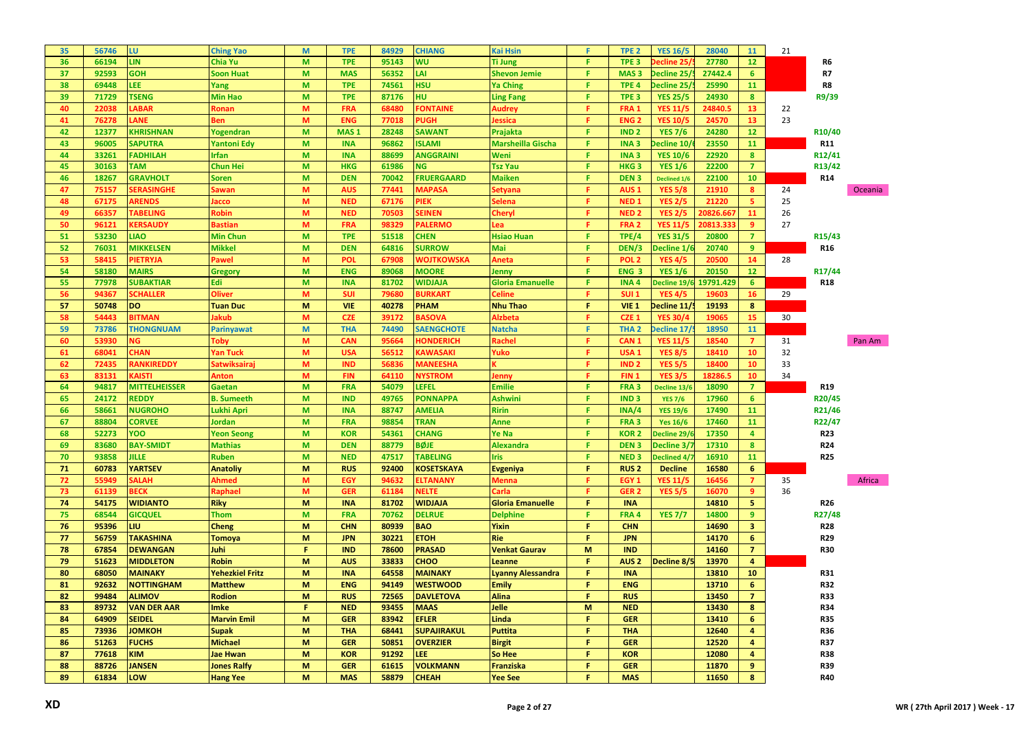| | | | | | | | | | | | | | | | | | |
|---|---|---|---|---|---|---|---|---|---|---|---|---|---|---|---|---|---|
| 35 | 56746 | LU | Ching Yao | M | TPE | 84929 | CHIANG | Kai Hsin | F | TPE 2 | YES 16/5 | 28040 | 11 | 21 | | | |
| 36 | 66194 | LIN | Chia Yu | M | TPE | 95143 | WU | Ti Jung | F | TPE 3 | Decline 25/5 | 27780 | 12 | | | R6 | |
| 37 | 92593 | GOH | Soon Huat | M | MAS | 56352 | LAI | Shevon Jemie | F | MAS 3 | Decline 25/5 | 27442.4 | 6 | | | R7 | |
| 38 | 69448 | LEE | Yang | M | TPE | 74561 | HSU | Ya Ching | F | TPE 4 | Decline 25/5 | 25990 | 11 | | | R8 | |
| 39 | 71729 | TSENG | Min Hao | M | TPE | 87176 | HU | Ling Fang | F | TPE 3 | YES 25/5 | 24930 | 8 | | | R9/39 | |
| 40 | 22038 | LABAR | Ronan | M | FRA | 68480 | FONTAINE | Audrey | F | FRA 1 | YES 11/5 | 24840.5 | 13 | 22 | | | |
| 41 | 76278 | LANE | Ben | M | ENG | 77018 | PUGH | Jessica | F | ENG 2 | YES 10/5 | 24570 | 13 | 23 | | | |
| 42 | 12377 | KHRISHNAN | Yogendran | M | MAS 1 | 28248 | SAWANT | Prajakta | F | IND 2 | YES 7/6 | 24280 | 12 | | | R10/40 | |
| 43 | 96005 | SAPUTRA | Yantoni Edy | M | INA | 96862 | ISLAMI | Marsheilla Gischa | F | INA 3 | Decline 10/6 | 23550 | 11 | | | R11 | |
| 44 | 33261 | FADHILAH | Irfan | M | INA | 88699 | ANGGRAINI | Weni | F | INA 3 | YES 10/6 | 22920 | 8 | | | R12/41 | |
| 45 | 30163 | TAM | Chun Hei | M | HKG | 61986 | NG | Tsz Yau | F | HKG 3 | YES 1/6 | 22200 | 7 | | | R13/42 | |
| 46 | 18267 | GRAVHOLT | Soren | M | DEN | 70042 | FRUERGAARD | Maiken | F | DEN 3 | Declined 1/6 | 22100 | 10 | | | R14 | |
| 47 | 75157 | SERASINGHE | Sawan | M | AUS | 77441 | MAPASA | Setyana | F | AUS 1 | YES 5/8 | 21910 | 8 | 24 | | | Oceania |
| 48 | 67175 | ARENDS | Jacco | M | NED | 67176 | PIEK | Selena | F | NED 1 | YES 2/5 | 21220 | 5 | 25 | | | |
| 49 | 66357 | TABELING | Robin | M | NED | 70503 | SEINEN | Cheryl | F | NED 2 | YES 2/5 | 20826.667 | 11 | 26 | | | |
| 50 | 96121 | KERSAUDY | Bastian | M | FRA | 98329 | PALERMO | Lea | F | FRA 2 | YES 11/5 | 20813.333 | 9 | 27 | | | |
| 51 | 53230 | LIAO | Min Chun | M | TPE | 51518 | CHEN | Hsiao Huan | F | TPE/4 | YES 31/5 | 20800 | 7 | | | R15/43 | |
| 52 | 76031 | MIKKELSEN | Mikkel | M | DEN | 64816 | SURROW | Mai | F | DEN/3 | Decline 1/6 | 20740 | 9 | | | R16 | |
| 53 | 58415 | PIETRYJA | Pawel | M | POL | 67908 | WOJTKOWSKA | Aneta | F | POL 2 | YES 4/5 | 20500 | 14 | 28 | | | |
| 54 | 58180 | MAIRS | Gregory | M | ENG | 89068 | MOORE | Jenny | F | ENG 3 | YES 1/6 | 20150 | 12 | | | R17/44 | |
| 55 | 77978 | SUBAKTIAR | Edi | M | INA | 81702 | WIDJAJA | Gloria Emanuelle | F | INA 4 | Decline 19/6 | 19791.429 | 6 | | | R18 | |
| 56 | 94367 | SCHALLER | Oliver | M | SUI | 79680 | BURKART | Celine | F | SUI 1 | YES 4/5 | 19603 | 16 | 29 | | | |
| 57 | 50748 | DO | Tuan Duc | M | VIE | 40278 | PHAM | Nhu Thao | F | VIE 1 | Decline 11/5 | 19193 | 8 | | | | |
| 58 | 54443 | BITMAN | Jakub | M | CZE | 39172 | BASOVA | Alzbeta | F | CZE 1 | YES 30/4 | 19065 | 15 | 30 | | | |
| 59 | 73786 | THONGNUAM | Parinyawat | M | THA | 74490 | SAENGCHOTE | Natcha | F | THA 2 | Decline 17/5 | 18950 | 11 | | | | |
| 60 | 53930 | NG | Toby | M | CAN | 95664 | HONDERICH | Rachel | F | CAN 1 | YES 11/5 | 18540 | 7 | 31 | | | Pan Am |
| 61 | 68041 | CHAN | Yan Tuck | M | USA | 56512 | KAWASAKI | Yuko | F | USA 1 | YES 8/5 | 18410 | 10 | 32 | | | |
| 62 | 72435 | RANKIREDDY | Satwiksairaj | M | IND | 56836 | MANEESHA | K | F | IND 2 | YES 5/5 | 18400 | 10 | 33 | | | |
| 63 | 83131 | KAISTI | Anton | M | FIN | 64110 | NYSTROM | Jenny | F | FIN 1 | YES 3/5 | 18286.5 | 10 | 34 | | | |
| 64 | 94817 | MITTELHEISSER | Gaetan | M | FRA | 54079 | LEFEL | Emilie | F | FRA 3 | Decline 13/6 | 18090 | 7 | | | R19 | |
| 65 | 24172 | REDDY | B. Sumeeth | M | IND | 49765 | PONNAPPA | Ashwini | F | IND 3 | YES 7/6 | 17960 | 6 | | | R20/45 | |
| 66 | 58661 | NUGROHO | Lukhi Apri | M | INA | 88747 | AMELIA | Ririn | F | INA/4 | YES 19/6 | 17490 | 11 | | | R21/46 | |
| 67 | 88804 | CORVEE | Jordan | M | FRA | 98854 | TRAN | Anne | F | FRA 3 | Yes 16/6 | 17460 | 11 | | | R22/47 | |
| 68 | 52273 | YOO | Yeon Seong | M | KOR | 54361 | CHANG | Ye Na | F | KOR 2 | Decline 29/6 | 17350 | 4 | | | R23 | |
| 69 | 83680 | BAY-SMIDT | Mathias | M | DEN | 88779 | BØJE | Alexandra | F | DEN 3 | Decline 3/7 | 17310 | 8 | | | R24 | |
| 70 | 93858 | JILLE | Ruben | M | NED | 47517 | TABELING | Iris | F | NED 3 | Declined 4/7 | 16910 | 11 | | | R25 | |
| 71 | 60783 | YARTSEV | Anatoliy | M | RUS | 92400 | KOSETSKAYA | Evgeniya | F | RUS 2 | Decline | 16580 | 6 | | | | |
| 72 | 55949 | SALAH | Ahmed | M | EGY | 94632 | ELTANANY | Menna | F | EGY 1 | YES 11/5 | 16456 | 7 | 35 | | | Africa |
| 73 | 61139 | BECK | Raphael | M | GER | 61184 | NELTE | Carla | F | GER 2 | YES 5/5 | 16070 | 9 | 36 | | | |
| 74 | 54175 | WIDIANTO | Riky | M | INA | 81702 | WIDJAJA | Gloria Emanuelle | F | INA | | 14810 | 5 | | | R26 | |
| 75 | 68544 | GICQUEL | Thom | M | FRA | 70762 | DELRUE | Delphine | F | FRA 4 | YES 7/7 | 14800 | 9 | | | R27/48 | |
| 76 | 95396 | LIU | Cheng | M | CHN | 80939 | BAO | Yixin | F | CHN | | 14690 | 3 | | | R28 | |
| 77 | 56759 | TAKASHINA | Tomoya | M | JPN | 30221 | ETOH | Rie | F | JPN | | 14170 | 6 | | | R29 | |
| 78 | 67854 | DEWANGAN | Juhi | F | IND | 78600 | PRASAD | Venkat Gaurav | M | IND | | 14160 | 7 | | | R30 | |
| 79 | 51623 | MIDDLETON | Robin | M | AUS | 33833 | CHOO | Leanne | F | AUS 2 | Decline 8/5 | 13970 | 4 | | | | |
| 80 | 68050 | MAINAKY | Yehezkiel Fritz | M | INA | 64558 | MAINAKY | Lyanny Alessandra | F | INA | | 13810 | 10 | | | R31 | |
| 81 | 92632 | NOTTINGHAM | Matthew | M | ENG | 94149 | WESTWOOD | Emily | F | ENG | | 13710 | 6 | | | R32 | |
| 82 | 99484 | ALIMOV | Rodion | M | RUS | 72565 | DAVLETOVA | Alina | F | RUS | | 13450 | 7 | | | R33 | |
| 83 | 89732 | VAN DER AAR | Imke | F | NED | 93455 | MAAS | Jelle | M | NED | | 13430 | 8 | | | R34 | |
| 84 | 64909 | SEIDEL | Marvin Emil | M | GER | 83942 | EFLER | Linda | F | GER | | 13410 | 6 | | | R35 | |
| 85 | 73936 | JOMKOH | Supak | M | THA | 68441 | SUPAJIRAKUL | Puttita | F | THA | | 12640 | 4 | | | R36 | |
| 86 | 51263 | FUCHS | Michael | M | GER | 50851 | OVERZIER | Birgit | F | GER | | 12520 | 4 | | | R37 | |
| 87 | 77618 | KIM | Jae Hwan | M | KOR | 91292 | LEE | So Hee | F | KOR | | 12080 | 4 | | | R38 | |
| 88 | 88726 | JANSEN | Jones Ralfy | M | GER | 61615 | VOLKMANN | Franziska | F | GER | | 11870 | 9 | | | R39 | |
| 89 | 61834 | LOW | Hang Yee | M | MAS | 58879 | CHEAH | Yee See | F | MAS | | 11650 | 8 | | | R40 | |

XD

WR ( 27th April 2017 ) Week - 17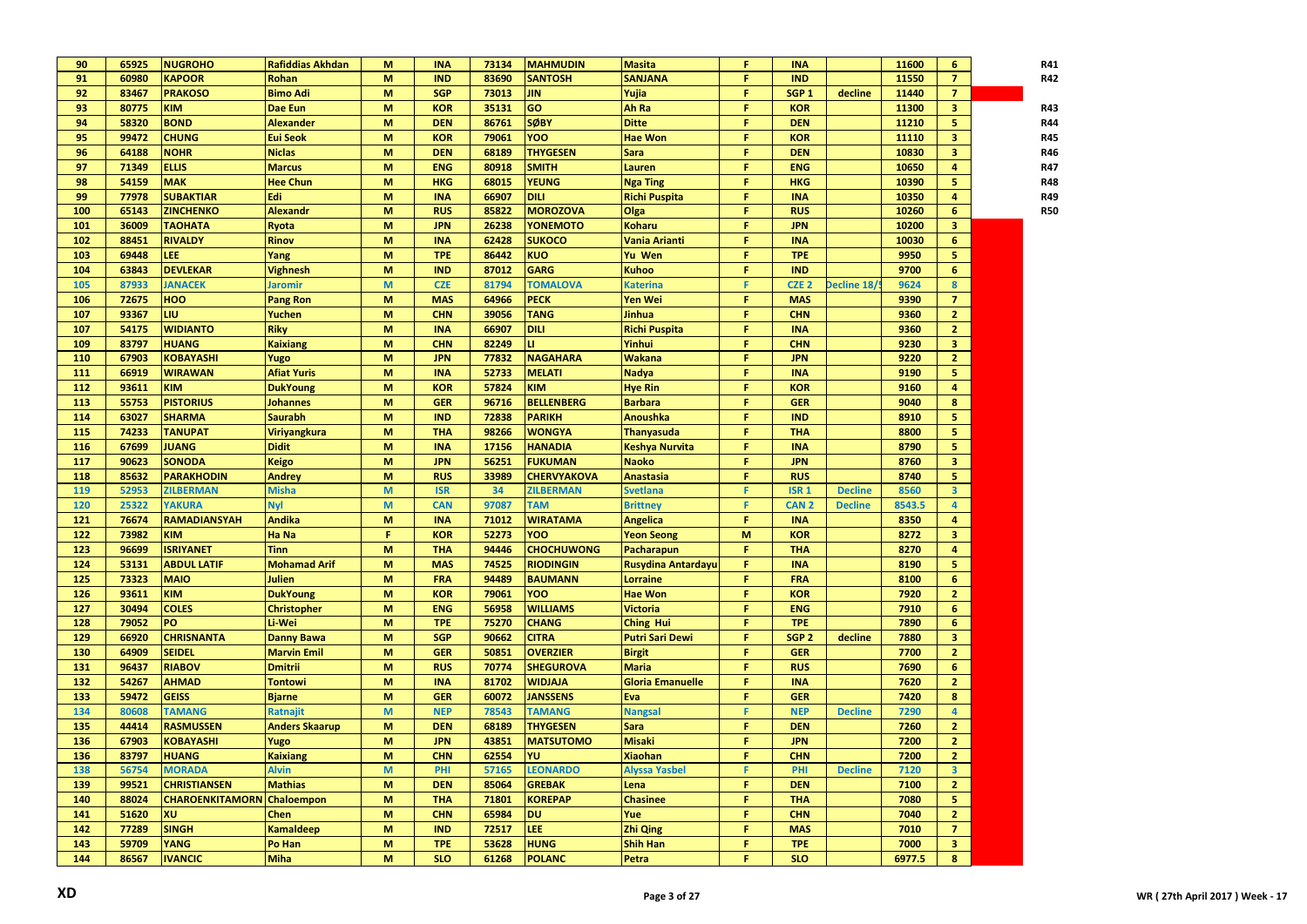| | | | | | | | | | | | | | | |
|---|---|---|---|---|---|---|---|---|---|---|---|---|---|---|
| 90 | 65925 | NUGROHO | Rafiddias Akhdan | M | INA | 73134 | MAHMUDIN | Masita | F | INA | | 11600 | 6 | R41 |
| 91 | 60980 | KAPOOR | Rohan | M | IND | 83690 | SANTOSH | SANJANA | F | IND | | 11550 | 7 | R42 |
| 92 | 83467 | PRAKOSO | Bimo Adi | M | SGP | 73013 | JIN | Yujia | F | SGP 1 | decline | 11440 | 7 | |
| 93 | 80775 | KIM | Dae Eun | M | KOR | 35131 | GO | Ah Ra | F | KOR | | 11300 | 3 | R43 |
| 94 | 58320 | BOND | Alexander | M | DEN | 86761 | SØBY | Ditte | F | DEN | | 11210 | 5 | R44 |
| 95 | 99472 | CHUNG | Eui Seok | M | KOR | 79061 | YOO | Hae Won | F | KOR | | 11110 | 3 | R45 |
| 96 | 64188 | NOHR | Niclas | M | DEN | 68189 | THYGESEN | Sara | F | DEN | | 10830 | 3 | R46 |
| 97 | 71349 | ELLIS | Marcus | M | ENG | 80918 | SMITH | Lauren | F | ENG | | 10650 | 4 | R47 |
| 98 | 54159 | MAK | Hee Chun | M | HKG | 68015 | YEUNG | Nga Ting | F | HKG | | 10390 | 5 | R48 |
| 99 | 77978 | SUBAKTIAR | Edi | M | INA | 66907 | DILI | Richi Puspita | F | INA | | 10350 | 4 | R49 |
| 100 | 65143 | ZINCHENKO | Alexandr | M | RUS | 85822 | MOROZOVA | Olga | F | RUS | | 10260 | 6 | R50 |
| 101 | 36009 | TAOHATA | Ryota | M | JPN | 26238 | YONEMOTO | Koharu | F | JPN | | 10200 | 3 | |
| 102 | 88451 | RIVALDY | Rinov | M | INA | 62428 | SUKOCO | Vania Arianti | F | INA | | 10030 | 6 | |
| 103 | 69448 | LEE | Yang | M | TPE | 86442 | KUO | Yu Wen | F | TPE | | 9950 | 5 | |
| 104 | 63843 | DEVLEKAR | Vighnesh | M | IND | 87012 | GARG | Kuhoo | F | IND | | 9700 | 6 | |
| 105 | 87933 | JANACEK | Jaromir | M | CZE | 81794 | TOMALOVA | Katerina | F | CZE 2 | Decline 18/5 | 9624 | 8 | |
| 106 | 72675 | HOO | Pang Ron | M | MAS | 64966 | PECK | Yen Wei | F | MAS | | 9390 | 7 | |
| 107 | 93367 | LIU | Yuchen | M | CHN | 39056 | TANG | Jinhua | F | CHN | | 9360 | 2 | |
| 107 | 54175 | WIDIANTO | Riky | M | INA | 66907 | DILI | Richi Puspita | F | INA | | 9360 | 2 | |
| 109 | 83797 | HUANG | Kaixiang | M | CHN | 82249 | LI | Yinhui | F | CHN | | 9230 | 3 | |
| 110 | 67903 | KOBAYASHI | Yugo | M | JPN | 77832 | NAGAHARA | Wakana | F | JPN | | 9220 | 2 | |
| 111 | 66919 | WIRAWAN | Afiat Yuris | M | INA | 52733 | MELATI | Nadya | F | INA | | 9190 | 5 | |
| 112 | 93611 | KIM | DukYoung | M | KOR | 57824 | KIM | Hye Rin | F | KOR | | 9160 | 4 | |
| 113 | 55753 | PISTORIUS | Johannes | M | GER | 96716 | BELLENBERG | Barbara | F | GER | | 9040 | 8 | |
| 114 | 63027 | SHARMA | Saurabh | M | IND | 72838 | PARIKH | Anoushka | F | IND | | 8910 | 5 | |
| 115 | 74233 | TANUPAT | Viriyangkura | M | THA | 98266 | WONGYA | Thanyasuda | F | THA | | 8800 | 5 | |
| 116 | 67699 | JUANG | Didit | M | INA | 17156 | HANADIA | Keshya Nurvita | F | INA | | 8790 | 5 | |
| 117 | 90623 | SONODA | Keigo | M | JPN | 56251 | FUKUMAN | Naoko | F | JPN | | 8760 | 3 | |
| 118 | 85632 | PARAKHODIN | Andrey | M | RUS | 33989 | CHERVYAKOVA | Anastasia | F | RUS | | 8740 | 5 | |
| 119 | 52953 | ZILBERMAN | Misha | M | ISR | 34 | ZILBERMAN | Svetlana | F | ISR 1 | Decline | 8560 | 3 | |
| 120 | 25322 | YAKURA | Nyl | M | CAN | 97087 | TAM | Brittney | F | CAN 2 | Decline | 8543.5 | 4 | |
| 121 | 76674 | RAMADIANSYAH | Andika | M | INA | 71012 | WIRATAMA | Angelica | F | INA | | 8350 | 4 | |
| 122 | 73982 | KIM | Ha Na | F | KOR | 52273 | YOO | Yeon Seong | M | KOR | | 8272 | 3 | |
| 123 | 96699 | ISRIYANET | Tinn | M | THA | 94446 | CHOCHUWONG | Pacharapun | F | THA | | 8270 | 4 | |
| 124 | 53131 | ABDUL LATIF | Mohamad Arif | M | MAS | 74525 | RIODINGIN | Rusydina Antardayu | F | INA | | 8190 | 5 | |
| 125 | 73323 | MAIO | Julien | M | FRA | 94489 | BAUMANN | Lorraine | F | FRA | | 8100 | 6 | |
| 126 | 93611 | KIM | DukYoung | M | KOR | 79061 | YOO | Hae Won | F | KOR | | 7920 | 2 | |
| 127 | 30494 | COLES | Christopher | M | ENG | 56958 | WILLIAMS | Victoria | F | ENG | | 7910 | 6 | |
| 128 | 79052 | PO | Li-Wei | M | TPE | 75270 | CHANG | Ching Hui | F | TPE | | 7890 | 6 | |
| 129 | 66920 | CHRISNANTA | Danny Bawa | M | SGP | 90662 | CITRA | Putri Sari Dewi | F | SGP 2 | decline | 7880 | 3 | |
| 130 | 64909 | SEIDEL | Marvin Emil | M | GER | 50851 | OVERZIER | Birgit | F | GER | | 7700 | 2 | |
| 131 | 96437 | RIABOV | Dmitrii | M | RUS | 70774 | SHEGUROVA | Maria | F | RUS | | 7690 | 6 | |
| 132 | 54267 | AHMAD | Tontowi | M | INA | 81702 | WIDJAJA | Gloria Emanuelle | F | INA | | 7620 | 2 | |
| 133 | 59472 | GEISS | Bjarne | M | GER | 60072 | JANSSENS | Eva | F | GER | | 7420 | 8 | |
| 134 | 80608 | TAMANG | Ratnajit | M | NEP | 78543 | TAMANG | Nangsal | F | NEP | Decline | 7290 | 4 | |
| 135 | 44414 | RASMUSSEN | Anders Skaarup | M | DEN | 68189 | THYGESEN | Sara | F | DEN | | 7260 | 2 | |
| 136 | 67903 | KOBAYASHI | Yugo | M | JPN | 43851 | MATSUTOMO | Misaki | F | JPN | | 7200 | 2 | |
| 136 | 83797 | HUANG | Kaixiang | M | CHN | 62554 | YU | Xiaohan | F | CHN | | 7200 | 2 | |
| 138 | 56754 | MORADA | Alvin | M | PHI | 57165 | LEONARDO | Alyssa Yasbel | F | PHI | Decline | 7120 | 3 | |
| 139 | 99521 | CHRISTIANSEN | Mathias | M | DEN | 85064 | GREBAK | Lena | F | DEN | | 7100 | 2 | |
| 140 | 88024 | CHAROENKITAMORN | Chaloempon | M | THA | 71801 | KOREPAP | Chasinee | F | THA | | 7080 | 5 | |
| 141 | 51620 | XU | Chen | M | CHN | 65984 | DU | Yue | F | CHN | | 7040 | 2 | |
| 142 | 77289 | SINGH | Kamaldeep | M | IND | 72517 | LEE | Zhi Qing | F | MAS | | 7010 | 7 | |
| 143 | 59709 | YANG | Po Han | M | TPE | 53628 | HUNG | Shih Han | F | TPE | | 7000 | 3 | |
| 144 | 86567 | IVANCIC | Miha | M | SLO | 61268 | POLANC | Petra | F | SLO | | 6977.5 | 8 | |

XD

WR ( 27th April 2017 ) Week - 17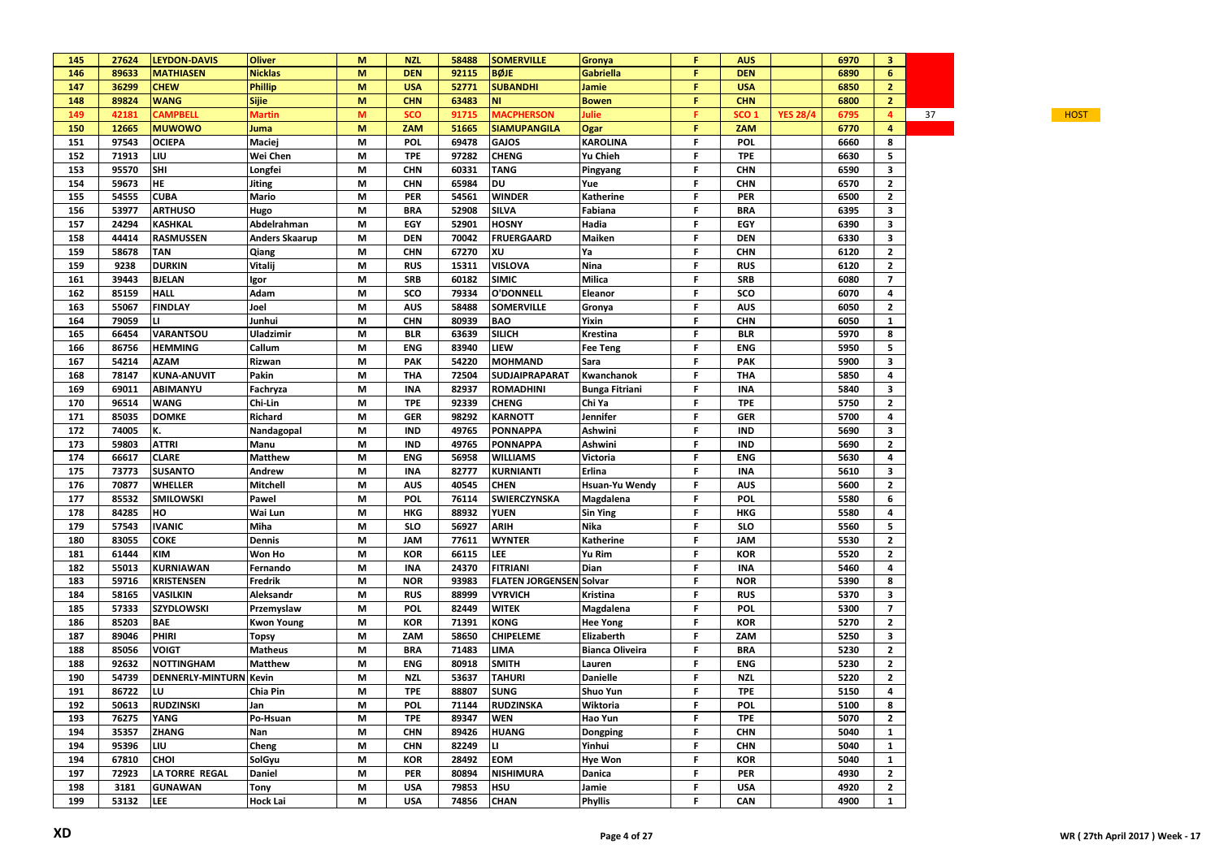| | | | | | | | | | | | | | | | |
|---|---|---|---|---|---|---|---|---|---|---|---|---|---|---|---|
| 145 | 27624 | LEYDON-DAVIS | Oliver | M | NZL | 58488 | SOMERVILLE | Gronya | F | AUS | | 6970 | 3 | | |
| 146 | 89633 | MATHIASEN | Nicklas | M | DEN | 92115 | BØJE | Gabriella | F | DEN | | 6890 | 6 | | |
| 147 | 36299 | CHEW | Phillip | M | USA | 52771 | SUBANDHI | Jamie | F | USA | | 6850 | 2 | | |
| 148 | 89824 | WANG | Sijie | M | CHN | 63483 | NI | Bowen | F | CHN | | 6800 | 2 | | |
| 149 | 42181 | CAMPBELL | Martin | M | SCO | 91715 | MACPHERSON | Julie | F | SCO 1 | YES 28/4 | 6795 | 4 | 37 | HOST |
| 150 | 12665 | MUWOWO | Juma | M | ZAM | 51665 | SIAMUPANGILA | Ogar | F | ZAM | | 6770 | 4 | | |
| 151 | 97543 | OCIEPA | Maciej | M | POL | 69478 | GAJOS | KAROLINA | F | POL | | 6660 | 8 | | |
| 152 | 71913 | LIU | Wei Chen | M | TPE | 97282 | CHENG | Yu Chieh | F | TPE | | 6630 | 5 | | |
| 153 | 95570 | SHI | Longfei | M | CHN | 60331 | TANG | Pingyang | F | CHN | | 6590 | 3 | | |
| 154 | 59673 | HE | Jiting | M | CHN | 65984 | DU | Yue | F | CHN | | 6570 | 2 | | |
| 155 | 54555 | CUBA | Mario | M | PER | 54561 | WINDER | Katherine | F | PER | | 6500 | 2 | | |
| 156 | 53977 | ARTHUSO | Hugo | M | BRA | 52908 | SILVA | Fabiana | F | BRA | | 6395 | 3 | | |
| 157 | 24294 | KASHKAL | Abdelrahman | M | EGY | 52901 | HOSNY | Hadia | F | EGY | | 6390 | 3 | | |
| 158 | 44414 | RASMUSSEN | Anders Skaarup | M | DEN | 70042 | FRUERGAARD | Maiken | F | DEN | | 6330 | 3 | | |
| 159 | 58678 | TAN | Qiang | M | CHN | 67270 | XU | Ya | F | CHN | | 6120 | 2 | | |
| 159 | 9238 | DURKIN | Vitalij | M | RUS | 15311 | VISLOVA | Nina | F | RUS | | 6120 | 2 | | |
| 161 | 39443 | BJELAN | Igor | M | SRB | 60182 | SIMIC | Milica | F | SRB | | 6080 | 7 | | |
| 162 | 85159 | HALL | Adam | M | SCO | 79334 | O'DONNELL | Eleanor | F | SCO | | 6070 | 4 | | |
| 163 | 55067 | FINDLAY | Joel | M | AUS | 58488 | SOMERVILLE | Gronya | F | AUS | | 6050 | 2 | | |
| 164 | 79059 | LI | Junhui | M | CHN | 80939 | BAO | Yixin | F | CHN | | 6050 | 1 | | |
| 165 | 66454 | VARANTSOU | Uladzimir | M | BLR | 63639 | SILICH | Krestina | F | BLR | | 5970 | 8 | | |
| 166 | 86756 | HEMMING | Callum | M | ENG | 83940 | LIEW | Fee Teng | F | ENG | | 5950 | 5 | | |
| 167 | 54214 | AZAM | Rizwan | M | PAK | 54220 | MOHMAND | Sara | F | PAK | | 5900 | 3 | | |
| 168 | 78147 | KUNA-ANUVIT | Pakin | M | THA | 72504 | SUDJAIPRAPARAT | Kwanchanok | F | THA | | 5850 | 4 | | |
| 169 | 69011 | ABIMANYU | Fachryza | M | INA | 82937 | ROMADHINI | Bunga Fitriani | F | INA | | 5840 | 3 | | |
| 170 | 96514 | WANG | Chi-Lin | M | TPE | 92339 | CHENG | Chi Ya | F | TPE | | 5750 | 2 | | |
| 171 | 85035 | DOMKE | Richard | M | GER | 98292 | KARNOTT | Jennifer | F | GER | | 5700 | 4 | | |
| 172 | 74005 | K. | Nandagopal | M | IND | 49765 | PONNAPPA | Ashwini | F | IND | | 5690 | 3 | | |
| 173 | 59803 | ATTRI | Manu | M | IND | 49765 | PONNAPPA | Ashwini | F | IND | | 5690 | 2 | | |
| 174 | 66617 | CLARE | Matthew | M | ENG | 56958 | WILLIAMS | Victoria | F | ENG | | 5630 | 4 | | |
| 175 | 73773 | SUSANTO | Andrew | M | INA | 82777 | KURNIANTI | Erlina | F | INA | | 5610 | 3 | | |
| 176 | 70877 | WHELLER | Mitchell | M | AUS | 40545 | CHEN | Hsuan-Yu Wendy | F | AUS | | 5600 | 2 | | |
| 177 | 85532 | SMILOWSKI | Pawel | M | POL | 76114 | SWIERCZYNSKA | Magdalena | F | POL | | 5580 | 6 | | |
| 178 | 84285 | HO | Wai Lun | M | HKG | 88932 | YUEN | Sin Ying | F | HKG | | 5580 | 4 | | |
| 179 | 57543 | IVANIC | Miha | M | SLO | 56927 | ARIH | Nika | F | SLO | | 5560 | 5 | | |
| 180 | 83055 | COKE | Dennis | M | JAM | 77611 | WYNTER | Katherine | F | JAM | | 5530 | 2 | | |
| 181 | 61444 | KIM | Won Ho | M | KOR | 66115 | LEE | Yu Rim | F | KOR | | 5520 | 2 | | |
| 182 | 55013 | KURNIAWAN | Fernando | M | INA | 24370 | FITRIANI | Dian | F | INA | | 5460 | 4 | | |
| 183 | 59716 | KRISTENSEN | Fredrik | M | NOR | 93983 | FLATEN JORGENSEN | Solvar | F | NOR | | 5390 | 8 | | |
| 184 | 58165 | VASILKIN | Aleksandr | M | RUS | 88999 | VYRVICH | Kristina | F | RUS | | 5370 | 3 | | |
| 185 | 57333 | SZYDLOWSKI | Przemyslaw | M | POL | 82449 | WITEK | Magdalena | F | POL | | 5300 | 7 | | |
| 186 | 85203 | BAE | Kwon Young | M | KOR | 71391 | KONG | Hee Yong | F | KOR | | 5270 | 2 | | |
| 187 | 89046 | PHIRI | Topsy | M | ZAM | 58650 | CHIPELEME | Elizaberth | F | ZAM | | 5250 | 3 | | |
| 188 | 85056 | VOIGT | Matheus | M | BRA | 71483 | LIMA | Bianca Oliveira | F | BRA | | 5230 | 2 | | |
| 188 | 92632 | NOTTINGHAM | Matthew | M | ENG | 80918 | SMITH | Lauren | F | ENG | | 5230 | 2 | | |
| 190 | 54739 | DENNERLY-MINTURN | Kevin | M | NZL | 53637 | TAHURI | Danielle | F | NZL | | 5220 | 2 | | |
| 191 | 86722 | LU | Chia Pin | M | TPE | 88807 | SUNG | Shuo Yun | F | TPE | | 5150 | 4 | | |
| 192 | 50613 | RUDZINSKI | Jan | M | POL | 71144 | RUDZINSKA | Wiktoria | F | POL | | 5100 | 8 | | |
| 193 | 76275 | YANG | Po-Hsuan | M | TPE | 89347 | WEN | Hao Yun | F | TPE | | 5070 | 2 | | |
| 194 | 35357 | ZHANG | Nan | M | CHN | 89426 | HUANG | Dongping | F | CHN | | 5040 | 1 | | |
| 194 | 95396 | LIU | Cheng | M | CHN | 82249 | LI | Yinhui | F | CHN | | 5040 | 1 | | |
| 194 | 67810 | CHOI | SolGyu | M | KOR | 28492 | EOM | Hye Won | F | KOR | | 5040 | 1 | | |
| 197 | 72923 | LA TORRE REGAL | Daniel | M | PER | 80894 | NISHIMURA | Danica | F | PER | | 4930 | 2 | | |
| 198 | 3181 | GUNAWAN | Tony | M | USA | 79853 | HSU | Jamie | F | USA | | 4920 | 2 | | |
| 199 | 53132 | LEE | Hock Lai | M | USA | 74856 | CHAN | Phyllis | F | CAN | | 4900 | 1 | | |

XD

WR ( 27th April 2017 ) Week - 17